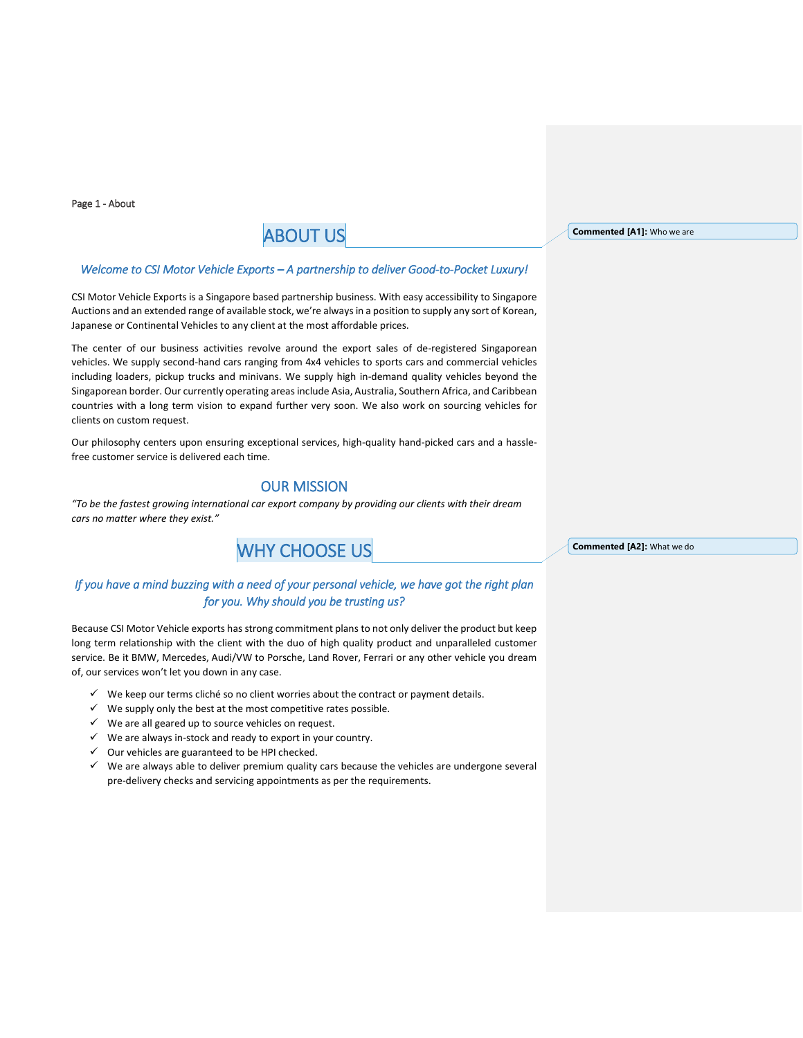Page 1 - About

# ABOUT US

*Welcome to CSI Motor Vehicle Exports – A partnership to deliver Good-to-Pocket Luxury!*

CSI Motor Vehicle Exports is a Singapore based partnership business. With easy accessibility to Singapore Auctions and an extended range of available stock, we're always in a position to supply any sort of Korean, Japanese or Continental Vehicles to any client at the most affordable prices.

The center of our business activities revolve around the export sales of de-registered Singaporean vehicles. We supply second-hand cars ranging from 4x4 vehicles to sports cars and commercial vehicles including loaders, pickup trucks and minivans. We supply high in-demand quality vehicles beyond the Singaporean border. Our currently operating areas include Asia, Australia, Southern Africa, and Caribbean countries with a long term vision to expand further very soon. We also work on sourcing vehicles for clients on custom request.

Our philosophy centers upon ensuring exceptional services, high-quality hand-picked cars and a hassle-free customer service is delivered each time.

## OUR MISSION

*"To be the fastest growing international car export company by providing our clients with their dream cars no matter where they exist."*

# WHY CHOOSE US

*If you have a mind buzzing with a need of your personal vehicle, we have got the right plan for you. Why should you be trusting us?*

Because CSI Motor Vehicle exports has strong commitment plans to not only deliver the product but keep long term relationship with the client with the duo of high quality product and unparalleled customer service. Be it BMW, Mercedes, Audi/VW to Porsche, Land Rover, Ferrari or any other vehicle you dream of, our services won't let you down in any case.

- ✓ We keep our terms cliché so no client worries about the contract or payment details.
- ✓ We supply only the best at the most competitive rates possible.
- ✓ We are all geared up to source vehicles on request.
- ✓ We are always in-stock and ready to export in your country.
- ✓ Our vehicles are guaranteed to be HPI checked.
- ✓ We are always able to deliver premium quality cars because the vehicles are undergone several pre-delivery checks and servicing appointments as per the requirements.

**Commented [A1]:** Who we are

**Commented [A2]:** What we do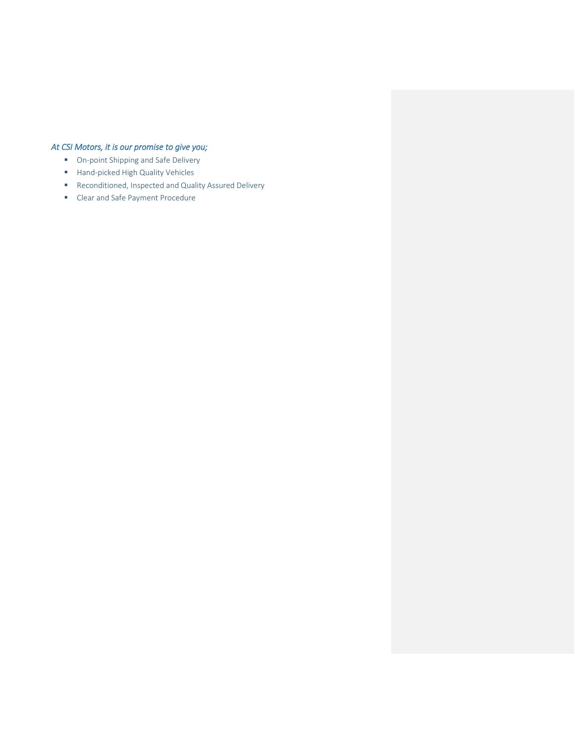*At CSI Motors, it is our promise to give you;*

- On-point Shipping and Safe Delivery
- Hand-picked High Quality Vehicles
- Reconditioned, Inspected and Quality Assured Delivery
- Clear and Safe Payment Procedure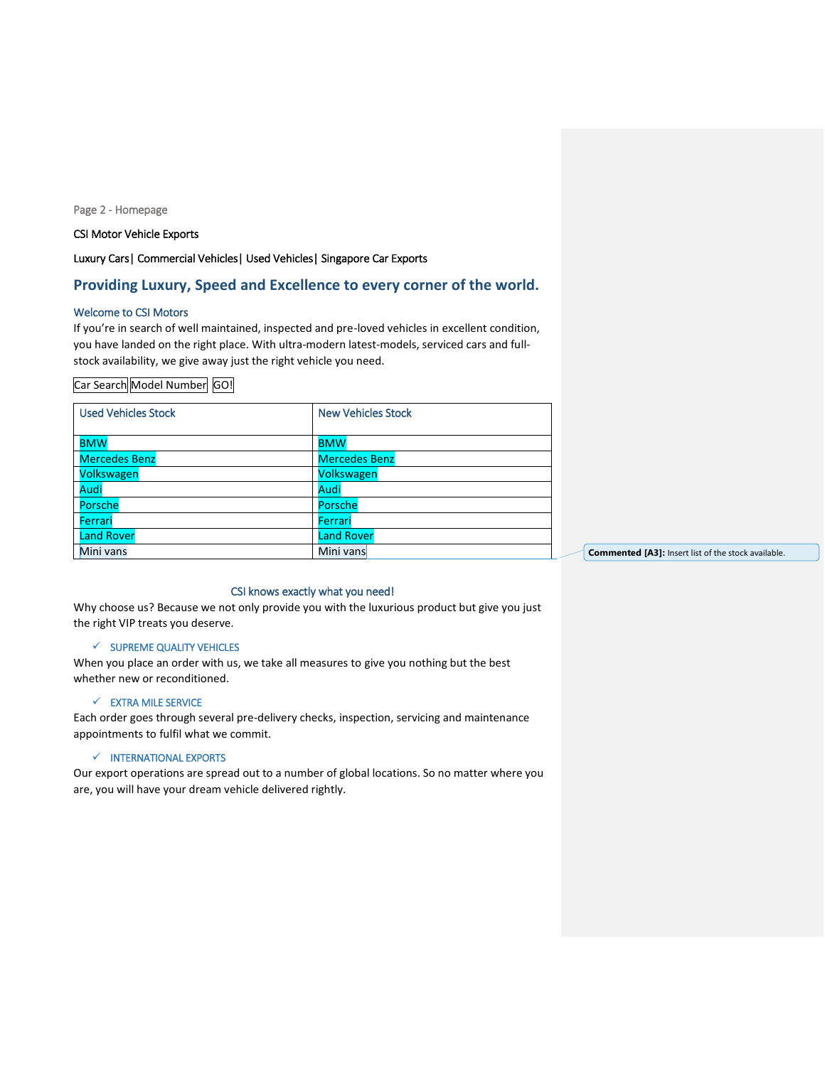Page 2 - Homepage

CSI Motor Vehicle Exports

Luxury Cars| Commercial Vehicles| Used Vehicles| Singapore Car Exports

## Providing Luxury, Speed and Excellence to every corner of the world.

### Welcome to CSI Motors

If you're in search of well maintained, inspected and pre-loved vehicles in excellent condition, you have landed on the right place. With ultra-modern latest-models, serviced cars and full-stock availability, we give away just the right vehicle you need.

Car Search | Model Number | GO!

| Used Vehicles Stock | New Vehicles Stock |
| --- | --- |
| BMW | BMW |
| Mercedes Benz | Mercedes Benz |
| Volkswagen | Volkswagen |
| Audi | Audi |
| Porsche | Porsche |
| Ferrari | Ferrari |
| Land Rover | Land Rover |
| Mini vans | Mini vans |

**Commented [A3]:** Insert list of the stock available.

### CSI knows exactly what you need!

Why choose us? Because we not only provide you with the luxurious product but give you just the right VIP treats you deserve.

- ✓ SUPREME QUALITY VEHICLES

When you place an order with us, we take all measures to give you nothing but the best whether new or reconditioned.

- ✓ EXTRA MILE SERVICE

Each order goes through several pre-delivery checks, inspection, servicing and maintenance appointments to fulfil what we commit.

- ✓ INTERNATIONAL EXPORTS

Our export operations are spread out to a number of global locations. So no matter where you are, you will have your dream vehicle delivered rightly.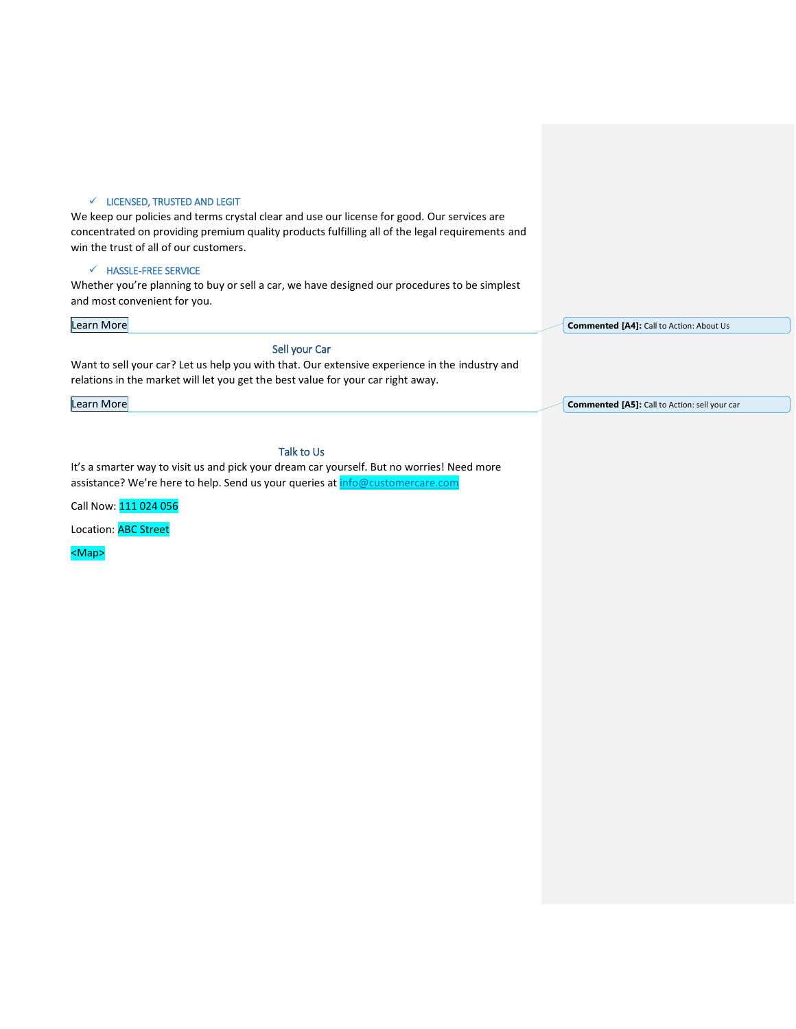- ✓ LICENSED, TRUSTED AND LEGIT

We keep our policies and terms crystal clear and use our license for good. Our services are concentrated on providing premium quality products fulfilling all of the legal requirements and win the trust of all of our customers.

- ✓ HASSLE-FREE SERVICE

Whether you're planning to buy or sell a car, we have designed our procedures to be simplest and most convenient for you.

Learn More

**Commented [A4]:** Call to Action: About Us

## Sell your Car

Want to sell your car? Let us help you with that. Our extensive experience in the industry and relations in the market will let you get the best value for your car right away.

Learn More

**Commented [A5]:** Call to Action: sell your car

## Talk to Us

It's a smarter way to visit us and pick your dream car yourself. But no worries! Need more assistance? We're here to help. Send us your queries at info@customercare.com

Call Now: 111 024 056

Location: ABC Street

<Map>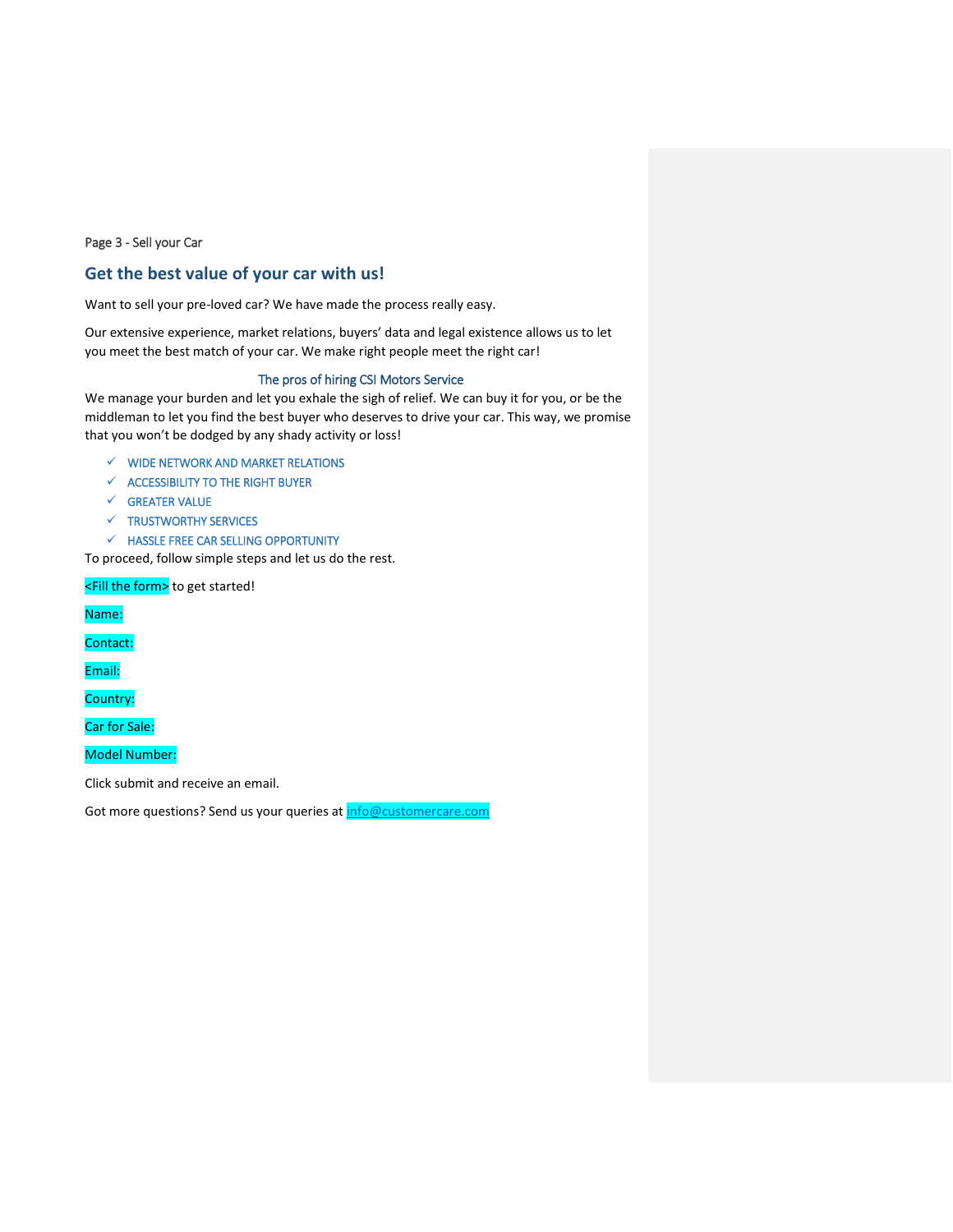Page 3 - Sell your Car

## Get the best value of your car with us!

Want to sell your pre-loved car? We have made the process really easy.

Our extensive experience, market relations, buyers' data and legal existence allows us to let you meet the best match of your car. We make right people meet the right car!

### The pros of hiring CSI Motors Service

We manage your burden and let you exhale the sigh of relief. We can buy it for you, or be the middleman to let you find the best buyer who deserves to drive your car. This way, we promise that you won't be dodged by any shady activity or loss!

- ✓ WIDE NETWORK AND MARKET RELATIONS
- ✓ ACCESSIBILITY TO THE RIGHT BUYER
- ✓ GREATER VALUE
- ✓ TRUSTWORTHY SERVICES
- ✓ HASSLE FREE CAR SELLING OPPORTUNITY

To proceed, follow simple steps and let us do the rest.

<Fill the form> to get started!

Name:

Contact:

Email:

Country:

Car for Sale:

Model Number:

Click submit and receive an email.

Got more questions? Send us your queries at info@customercare.com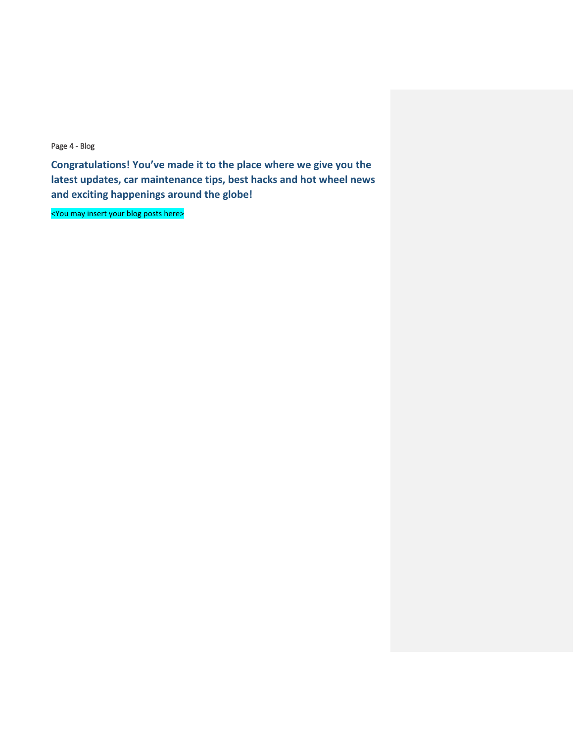Page 4 - Blog

**Congratulations! You've made it to the place where we give you the latest updates, car maintenance tips, best hacks and hot wheel news and exciting happenings around the globe!**

<You may insert your blog posts here>